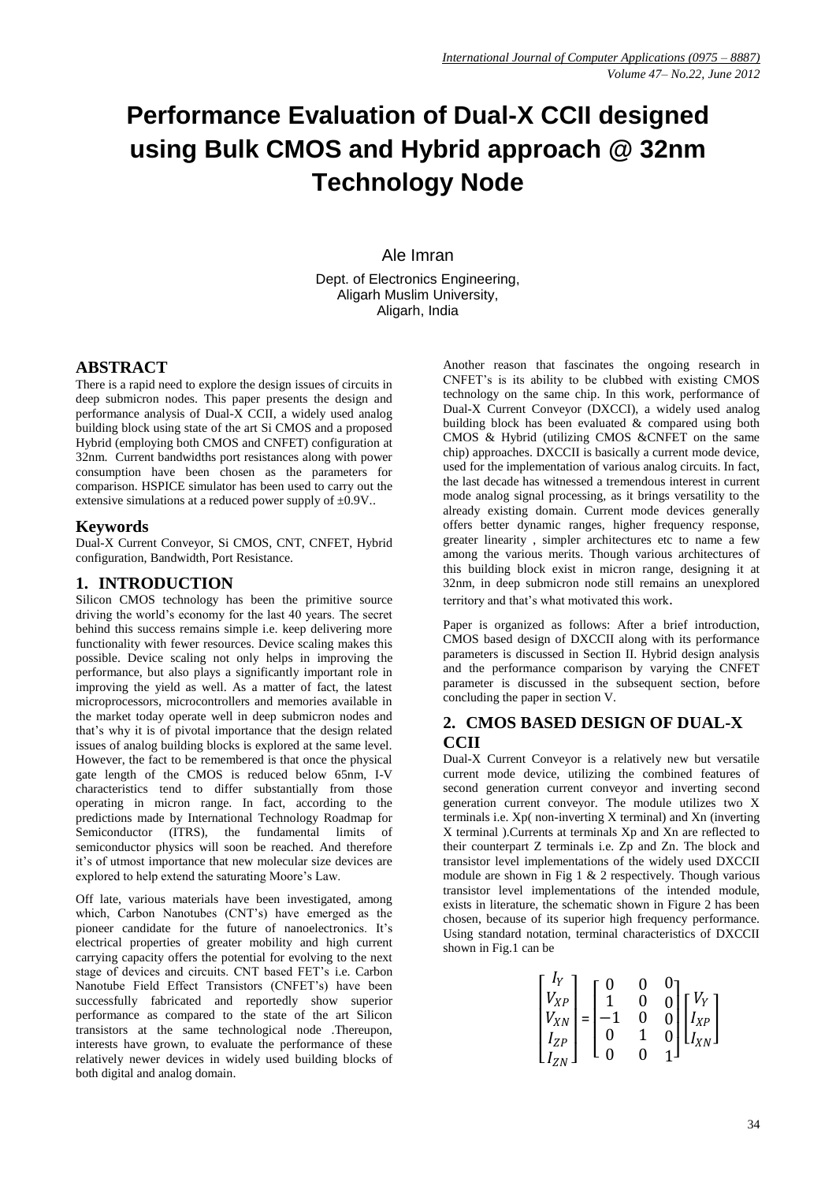# Performance Evaluation of Dual-X CCII designed using Bulk CMOS and Hybrid approach @ 32nm Technology Node

Ale Imran

Dept. of Electronics Engineering,
Aligarh Muslim University,
Aligarh, India

## ABSTRACT

There is a rapid need to explore the design issues of circuits in deep submicron nodes. This paper presents the design and performance analysis of Dual-X CCII, a widely used analog building block using state of the art Si CMOS and a proposed Hybrid (employing both CMOS and CNFET) configuration at 32nm. Current bandwidths port resistances along with power consumption have been chosen as the parameters for comparison. HSPICE simulator has been used to carry out the extensive simulations at a reduced power supply of ±0.9V..

## Keywords

Dual-X Current Conveyor, Si CMOS, CNT, CNFET, Hybrid configuration, Bandwidth, Port Resistance.

## 1. INTRODUCTION

Silicon CMOS technology has been the primitive source driving the world's economy for the last 40 years. The secret behind this success remains simple i.e. keep delivering more functionality with fewer resources. Device scaling makes this possible. Device scaling not only helps in improving the performance, but also plays a significantly important role in improving the yield as well. As a matter of fact, the latest microprocessors, microcontrollers and memories available in the market today operate well in deep submicron nodes and that's why it is of pivotal importance that the design related issues of analog building blocks is explored at the same level. However, the fact to be remembered is that once the physical gate length of the CMOS is reduced below 65nm, I-V characteristics tend to differ substantially from those operating in micron range. In fact, according to the predictions made by International Technology Roadmap for Semiconductor (ITRS), the fundamental limits of semiconductor physics will soon be reached. And therefore it's of utmost importance that new molecular size devices are explored to help extend the saturating Moore's Law.

Off late, various materials have been investigated, among which, Carbon Nanotubes (CNT's) have emerged as the pioneer candidate for the future of nanoelectronics. It's electrical properties of greater mobility and high current carrying capacity offers the potential for evolving to the next stage of devices and circuits. CNT based FET's i.e. Carbon Nanotube Field Effect Transistors (CNFET's) have been successfully fabricated and reportedly show superior performance as compared to the state of the art Silicon transistors at the same technological node .Thereupon, interests have grown, to evaluate the performance of these relatively newer devices in widely used building blocks of both digital and analog domain.

Another reason that fascinates the ongoing research in CNFET's is its ability to be clubbed with existing CMOS technology on the same chip. In this work, performance of Dual-X Current Conveyor (DXCCI), a widely used analog building block has been evaluated & compared using both CMOS & Hybrid (utilizing CMOS &CNFET on the same chip) approaches. DXCCII is basically a current mode device, used for the implementation of various analog circuits. In fact, the last decade has witnessed a tremendous interest in current mode analog signal processing, as it brings versatility to the already existing domain. Current mode devices generally offers better dynamic ranges, higher frequency response, greater linearity , simpler architectures etc to name a few among the various merits. Though various architectures of this building block exist in micron range, designing it at 32nm, in deep submicron node still remains an unexplored territory and that's what motivated this work.

Paper is organized as follows: After a brief introduction, CMOS based design of DXCCII along with its performance parameters is discussed in Section II. Hybrid design analysis and the performance comparison by varying the CNFET parameter is discussed in the subsequent section, before concluding the paper in section V.

## 2. CMOS BASED DESIGN OF DUAL-X CCII

Dual-X Current Conveyor is a relatively new but versatile current mode device, utilizing the combined features of second generation current conveyor and inverting second generation current conveyor. The module utilizes two X terminals i.e. Xp( non-inverting X terminal) and Xn (inverting X terminal ).Currents at terminals Xp and Xn are reflected to their counterpart Z terminals i.e. Zp and Zn. The block and transistor level implementations of the widely used DXCCII module are shown in Fig 1 & 2 respectively. Though various transistor level implementations of the intended module, exists in literature, the schematic shown in Figure 2 has been chosen, because of its superior high frequency performance. Using standard notation, terminal characteristics of DXCCII shown in Fig.1 can be

$$
\begin{bmatrix} I_Y \\ V_{XP} \\ V_{XN} \\ I_{ZP} \\ I_{ZN} \end{bmatrix} = \begin{bmatrix} 0 & 0 & 0 \\ 1 & 0 & 0 \\ -1 & 0 & 0 \\ 0 & 1 & 0 \\ 0 & 0 & 1 \end{bmatrix} \begin{bmatrix} V_Y \\ I_{XP} \\ I_{XN} \end{bmatrix}
$$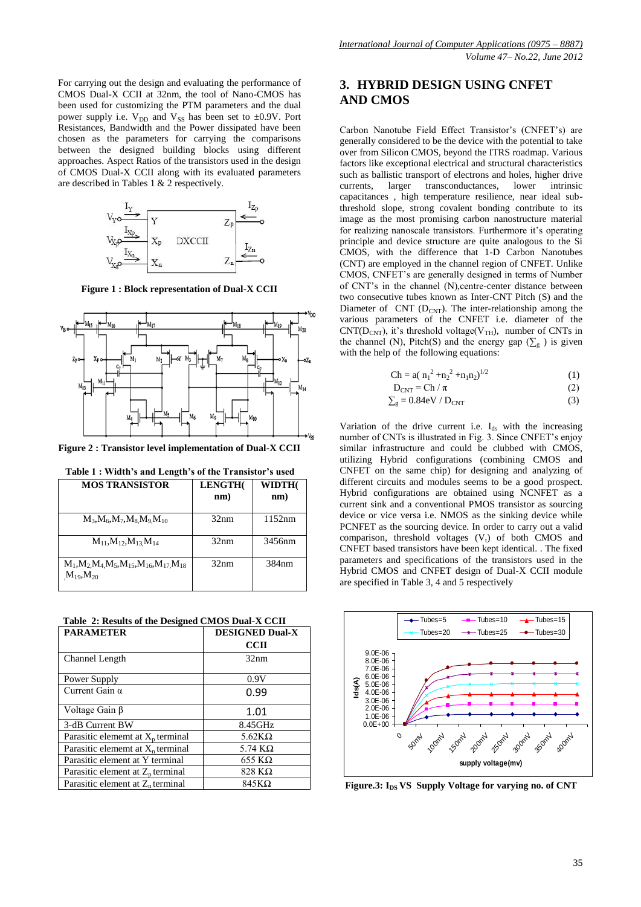For carrying out the design and evaluating the performance of CMOS Dual-X CCII at 32nm, the tool of Nano-CMOS has been used for customizing the PTM parameters and the dual power supply i.e. $V_{DD}$ and $V_{SS}$ has been set to ±0.9V. Port Resistances, Bandwidth and the Power dissipated have been chosen as the parameters for carrying the comparisons between the designed building blocks using different approaches. Aspect Ratios of the transistors used in the design of CMOS Dual-X CCII along with its evaluated parameters are described in Tables 1 & 2 respectively.

**Figure 1 : Block representation of Dual-X CCII**

**Figure 2 : Transistor level implementation of Dual-X CCII**

**Table 1 : Width's and Length's of the Transistor's used**

| MOS TRANSISTOR | LENGTH( nm) | WIDTH( nm) |
|---|---|---|
| $M_3$,$M_6$,$M_7$,$M_8$,$M_9$,$M_{10}$ | 32nm | 1152nm |
| $M_{11}$,$M_{12}$,$M_{13}$,$M_{14}$ | 32nm | 3456nm |
| $M_1$,$M_2$,$M_4$,$M_5$,$M_{15}$,$M_{16}$,$M_{17}$,$M_{18}$ ,$M_{19}$,$M_{20}$ | 32nm | 384nm |

**Table 2: Results of the Designed CMOS Dual-X CCII**

| PARAMETER | DESIGNED Dual-X CCII |
|---|---|
| Channel Length | 32nm |
| Power Supply | 0.9V |
| Current Gain α | 0.99 |
| Voltage Gain β | 1.01 |
| 3-dB Current BW | 8.45GHz |
| Parasitic element at $X_p$ terminal | 5.62KΩ |
| Parasitic element at $X_n$ terminal | 5.74 KΩ |
| Parasitic element at Y terminal | 655 KΩ |
| Parasitic element at $Z_p$ terminal | 828 KΩ |
| Parasitic element at $Z_n$ terminal | 845KΩ |

## 3. HYBRID DESIGN USING CNFET AND CMOS

Carbon Nanotube Field Effect Transistor's (CNFET's) are generally considered to be the device with the potential to take over from Silicon CMOS, beyond the ITRS roadmap. Various factors like exceptional electrical and structural characteristics such as ballistic transport of electrons and holes, higher drive currents, larger transconductances, lower intrinsic capacitances , high temperature resilience, near ideal sub-threshold slope, strong covalent bonding contribute to its image as the most promising carbon nanostructure material for realizing nanoscale transistors. Furthermore it's operating principle and device structure are quite analogous to the Si CMOS, with the difference that 1-D Carbon Nanotubes (CNT) are employed in the channel region of CNFET. Unlike CMOS, CNFET's are generally designed in terms of Number of CNT's in the channel (N),centre-center distance between two consecutive tubes known as Inter-CNT Pitch (S) and the Diameter of CNT ($D_{CNT}$). The inter-relationship among the various parameters of the CNFET i.e. diameter of the CNT($D_{CNT}$), it's threshold voltage($V_{TH}$), number of CNTs in the channel (N), Pitch(S) and the energy gap ($\sum_g$ ) is given with the help of the following equations:

$$Ch = a( n_1^2 + n_2^2 + n_1 n_2)^{1/2} \quad (1)$$

$$D_{CNT} = Ch / \pi \quad (2)$$

$$\textstyle\sum_g = 0.84eV / D_{CNT} \quad (3)$$

Variation of the drive current i.e. $I_{ds}$ with the increasing number of CNTs is illustrated in Fig. 3. Since CNFET's enjoy similar infrastructure and could be clubbed with CMOS, utilizing Hybrid configurations (combining CMOS and CNFET on the same chip) for designing and analyzing of different circuits and modules seems to be a good prospect. Hybrid configurations are obtained using NCNFET as a current sink and a conventional PMOS transistor as sourcing device or vice versa i.e. NMOS as the sinking device while PCNFET as the sourcing device. In order to carry out a valid comparison, threshold voltages ($V_t$) of both CMOS and CNFET based transistors have been kept identical. . The fixed parameters and specifications of the transistors used in the Hybrid CMOS and CNFET design of Dual-X CCII module are specified in Table 3, 4 and 5 respectively

**Figure.3: $I_{DS}$ VS Supply Voltage for varying no. of CNT**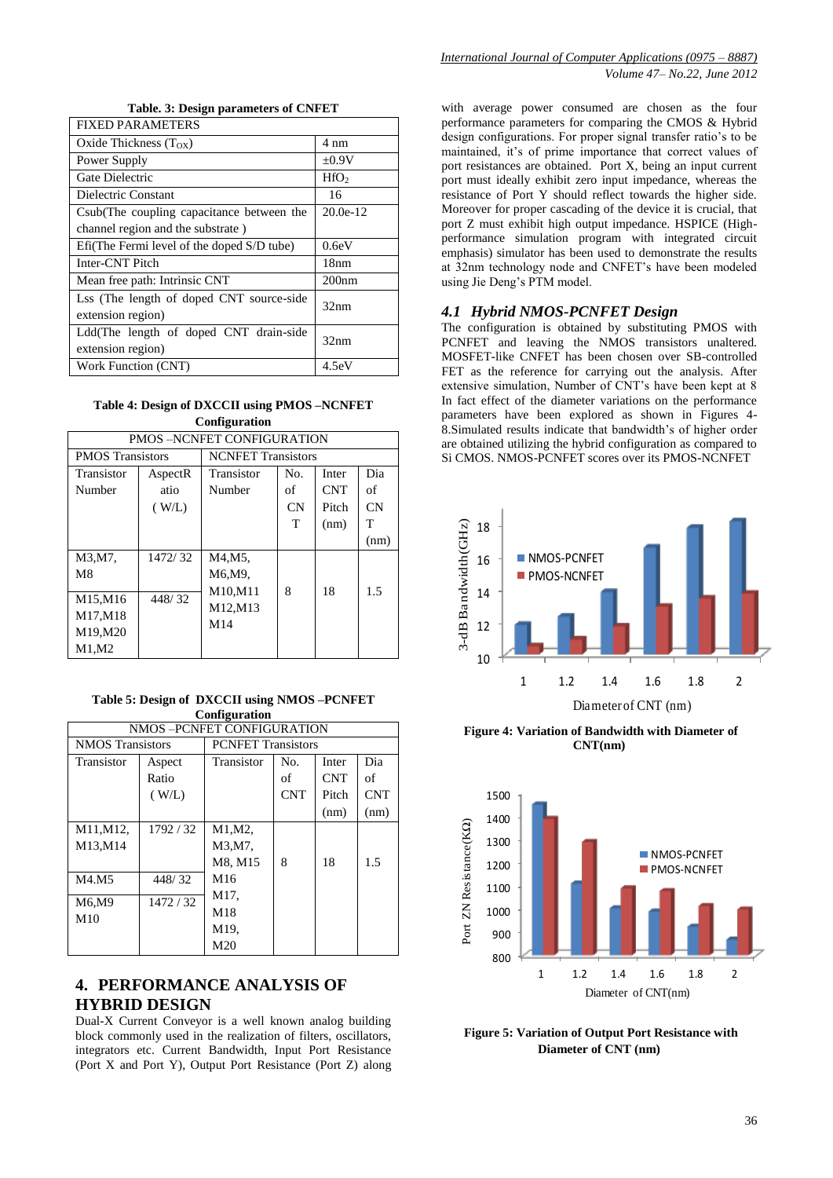**Table. 3: Design parameters of CNFET**

| FIXED PARAMETERS | |
|---|---|
| Oxide Thickness ($T_{OX}$) | 4 nm |
| Power Supply | ±0.9V |
| Gate Dielectric | $HfO_2$ |
| Dielectric Constant | 16 |
| Csub(The coupling capacitance between the channel region and the substrate ) | 20.0e-12 |
| Efi(The Fermi level of the doped S/D tube) | 0.6eV |
| Inter-CNT Pitch | 18nm |
| Mean free path: Intrinsic CNT | 200nm |
| Lss (The length of doped CNT source-side extension region) | 32nm |
| Ldd(The length of doped CNT drain-side extension region) | 32nm |
| Work Function (CNT) | 4.5eV |

**Table 4: Design of DXCCII using PMOS –NCNFET Configuration**

| PMOS –NCNFET CONFIGURATION | | | | | |
|---|---|---|---|---|---|
| PMOS Transistors | | NCNFET Transistors | | | |
| Transistor Number | AspectRatio ( W/L) | Transistor Number | No. of CNT | Inter CNT Pitch (nm) | Dia of CNT (nm) |
| M3,M7, M8 | 1472/ 32 | M4,M5, M6,M9, M10,M11 M12,M13 M14 | 8 | 18 | 1.5 |
| M15,M16 M17,M18 M19,M20 M1,M2 | 448/ 32 | | | | |

**Table 5: Design of DXCCII using NMOS –PCNFET Configuration**

| NMOS –PCNFET CONFIGURATION | | | | | |
|---|---|---|---|---|---|
| NMOS Transistors | | PCNFET Transistors | | | |
| Transistor | Aspect Ratio ( W/L) | Transistor | No. of CNT | Inter CNT Pitch (nm) | Dia of CNT (nm) |
| M11,M12, M13,M14 | 1792 / 32 | M1,M2, M3,M7, M8, M15 M16 M17, M18 M19, M20 | 8 | 18 | 1.5 |
| M4.M5 | 448/ 32 | | | | |
| M6,M9 M10 | 1472 / 32 | | | | |

## 4. PERFORMANCE ANALYSIS OF HYBRID DESIGN

Dual-X Current Conveyor is a well known analog building block commonly used in the realization of filters, oscillators, integrators etc. Current Bandwidth, Input Port Resistance (Port X and Port Y), Output Port Resistance (Port Z) along with average power consumed are chosen as the four performance parameters for comparing the CMOS & Hybrid design configurations. For proper signal transfer ratio's to be maintained, it's of prime importance that correct values of port resistances are obtained. Port X, being an input current port must ideally exhibit zero input impedance, whereas the resistance of Port Y should reflect towards the higher side. Moreover for proper cascading of the device it is crucial, that port Z must exhibit high output impedance. HSPICE (High-performance simulation program with integrated circuit emphasis) simulator has been used to demonstrate the results at 32nm technology node and CNFET's have been modeled using Jie Deng's PTM model.

### *4.1 Hybrid NMOS-PCNFET Design*

The configuration is obtained by substituting PMOS with PCNFET and leaving the NMOS transistors unaltered. MOSFET-like CNFET has been chosen over SB-controlled FET as the reference for carrying out the analysis. After extensive simulation, Number of CNT's have been kept at 8 In fact effect of the diameter variations on the performance parameters have been explored as shown in Figures 4-8.Simulated results indicate that bandwidth's of higher order are obtained utilizing the hybrid configuration as compared to Si CMOS. NMOS-PCNFET scores over its PMOS-NCNFET

**Figure 4: Variation of Bandwidth with Diameter of CNT(nm)**

**Figure 5: Variation of Output Port Resistance with Diameter of CNT (nm)**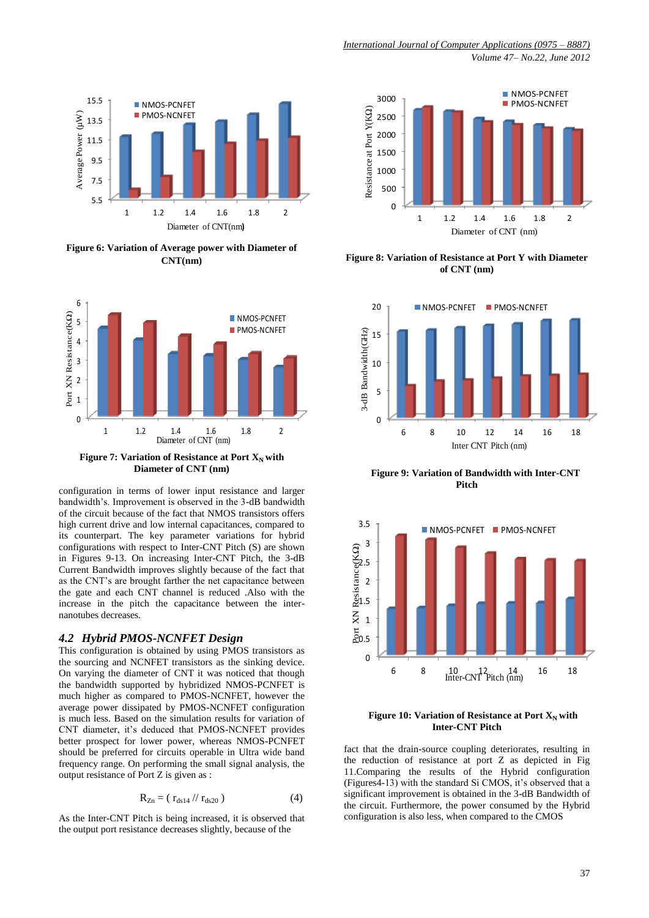Figure 6: Variation of Average power with Diameter of CNT(nm)

Figure 7: Variation of Resistance at Port $X_N$ with Diameter of CNT (nm)

configuration in terms of lower input resistance and larger bandwidth's. Improvement is observed in the 3-dB bandwidth of the circuit because of the fact that NMOS transistors offers high current drive and low internal capacitances, compared to its counterpart. The key parameter variations for hybrid configurations with respect to Inter-CNT Pitch (S) are shown in Figures 9-13. On increasing Inter-CNT Pitch, the 3-dB Current Bandwidth improves slightly because of the fact that as the CNT's are brought farther the net capacitance between the gate and each CNT channel is reduced .Also with the increase in the pitch the capacitance between the inter-nanotubes decreases.

### 4.2 Hybrid PMOS-NCNFET Design

This configuration is obtained by using PMOS transistors as the sourcing and NCNFET transistors as the sinking device. On varying the diameter of CNT it was noticed that though the bandwidth supported by hybridized NMOS-PCNFET is much higher as compared to PMOS-NCNFET, however the average power dissipated by PMOS-NCNFET configuration is much less. Based on the simulation results for variation of CNT diameter, it's deduced that PMOS-NCNFET provides better prospect for lower power, whereas NMOS-PCNFET should be preferred for circuits operable in Ultra wide band frequency range. On performing the small signal analysis, the output resistance of Port Z is given as :

$$R_{Zn} = ( r_{ds14} // r_{ds20} ) \qquad (4)$$

As the Inter-CNT Pitch is being increased, it is observed that the output port resistance decreases slightly, because of the fact that the drain-source coupling deteriorates, resulting in the reduction of resistance at port Z as depicted in Fig 11.Comparing the results of the Hybrid configuration (Figures4-13) with the standard Si CMOS, it's observed that a significant improvement is obtained in the 3-dB Bandwidth of the circuit. Furthermore, the power consumed by the Hybrid configuration is also less, when compared to the CMOS

Figure 8: Variation of Resistance at Port Y with Diameter of CNT (nm)

Figure 9: Variation of Bandwidth with Inter-CNT Pitch

Figure 10: Variation of Resistance at Port $X_N$ with Inter-CNT Pitch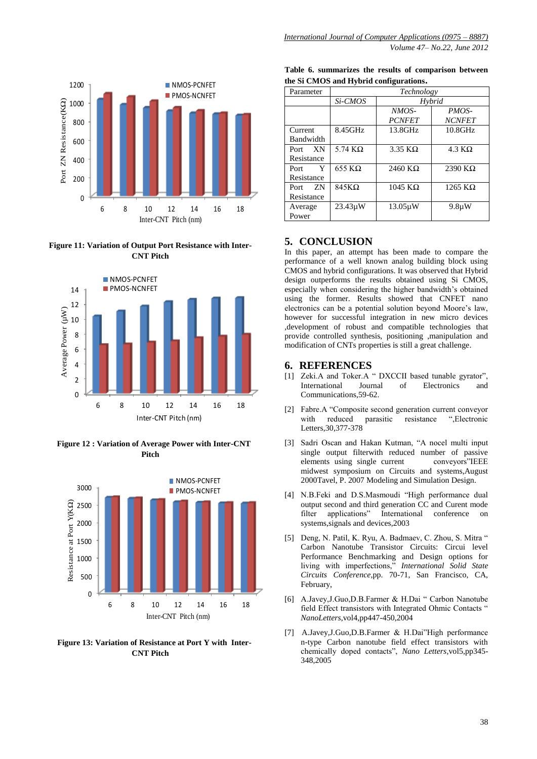Figure 11: Variation of Output Port Resistance with Inter-CNT Pitch

Figure 12 : Variation of Average Power with Inter-CNT Pitch

Figure 13: Variation of Resistance at Port Y with Inter-CNT Pitch

**Table 6. summarizes the results of comparison between the Si CMOS and Hybrid configurations.**

| Parameter | *Technology* | | |
|---|---|---|---|
| | *Si-CMOS* | *Hybrid* | |
| | | *NMOS-PCNFET* | *PMOS-NCNFET* |
| Current Bandwidth | 8.45GHz | 13.8GHz | 10.8GHz |
| Port XN Resistance | 5.74 KΩ | 3.35 KΩ | 4.3 KΩ |
| Port Y Resistance | 655 KΩ | 2460 KΩ | 2390 KΩ |
| Port ZN Resistance | 845KΩ | 1045 KΩ | 1265 KΩ |
| Average Power | 23.43µW | 13.05µW | 9.8µW |

## 5. CONCLUSION

In this paper, an attempt has been made to compare the performance of a well known analog building block using CMOS and hybrid configurations. It was observed that Hybrid design outperforms the results obtained using Si CMOS, especially when considering the higher bandwidth's obtained using the former. Results showed that CNFET nano electronics can be a potential solution beyond Moore's law, however for successful integration in new micro devices ,development of robust and compatible technologies that provide controlled synthesis, positioning ,manipulation and modification of CNTs properties is still a great challenge.

## 6. REFERENCES

[1] Zeki.A and Toker.A " DXCCII based tunable gyrator", International Journal of Electronics and Communications,59-62.

[2] Fabre.A "Composite second generation current conveyor with reduced parasitic resistance ",Electronic Letters,30,377-378

[3] Sadri Oscan and Hakan Kutman, "A nocel multi input single output filterwith reduced number of passive elements using single current conveyors"IEEE midwest symposium on Circuits and systems,August 2000Tavel, P. 2007 Modeling and Simulation Design.

[4] N.B.Feki and D.S.Masmoudi "High performance dual output second and third generation CC and Curent mode filter applications" International conference on systems,signals and devices,2003

[5] Deng, N. Patil, K. Ryu, A. Badmaev, C. Zhou, S. Mitra " Carbon Nanotube Transistor Circuits: Circui level Performance Benchmarking and Design options for living with imperfections," *International Solid State Circuits Conference*,pp. 70-71, San Francisco, CA, February,

[6] A.Javey,J.Guo,D.B.Farmer & H.Dai " Carbon Nanotube field Effect transistors with Integrated Ohmic Contacts " *NanoLetters*,vol4,pp447-450,2004

[7] A.Javey,J.Guo,D.B.Farmer & H.Dai"High performance n-type Carbon nanotube field effect transistors with chemically doped contacts", *Nano Letters*,vol5,pp345-348,2005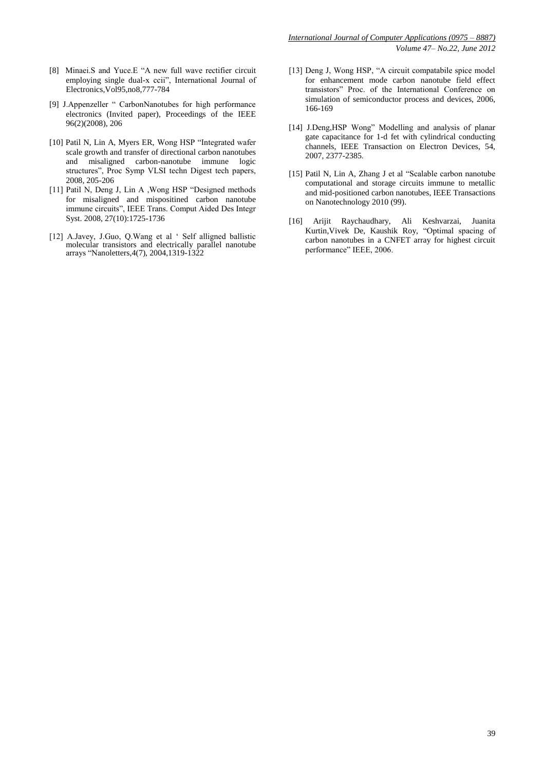[8] Minaei.S and Yuce.E "A new full wave rectifier circuit employing single dual-x ccii", International Journal of Electronics,Vol95,no8,777-784

[9] J.Appenzeller " CarbonNanotubes for high performance electronics (Invited paper), Proceedings of the IEEE 96(2)(2008), 206

[10] Patil N, Lin A, Myers ER, Wong HSP "Integrated wafer scale growth and transfer of directional carbon nanotubes and misaligned carbon-nanotube immune logic structures", Proc Symp VLSI techn Digest tech papers, 2008, 205-206

[11] Patil N, Deng J, Lin A ,Wong HSP "Designed methods for misaligned and mispositined carbon nanotube immune circuits", IEEE Trans. Comput Aided Des Integr Syst. 2008, 27(10):1725-1736

[12] A.Javey, J.Guo, Q.Wang et al ' Self alligned ballistic molecular transistors and electrically parallel nanotube arrays "Nanoletters,4(7), 2004,1319-1322

[13] Deng J, Wong HSP, "A circuit compatabile spice model for enhancement mode carbon nanotube field effect transistors" Proc. of the International Conference on simulation of semiconductor process and devices, 2006, 166-169

[14] J.Deng,HSP Wong" Modelling and analysis of planar gate capacitance for 1-d fet with cylindrical conducting channels, IEEE Transaction on Electron Devices, 54, 2007, 2377-2385.

[15] Patil N, Lin A, Zhang J et al "Scalable carbon nanotube computational and storage circuits immune to metallic and mid-positioned carbon nanotubes, IEEE Transactions on Nanotechnology 2010 (99).

[16] Arijit Raychaudhary, Ali Keshvarzai, Juanita Kurtin,Vivek De, Kaushik Roy, "Optimal spacing of carbon nanotubes in a CNFET array for highest circuit performance" IEEE, 2006.